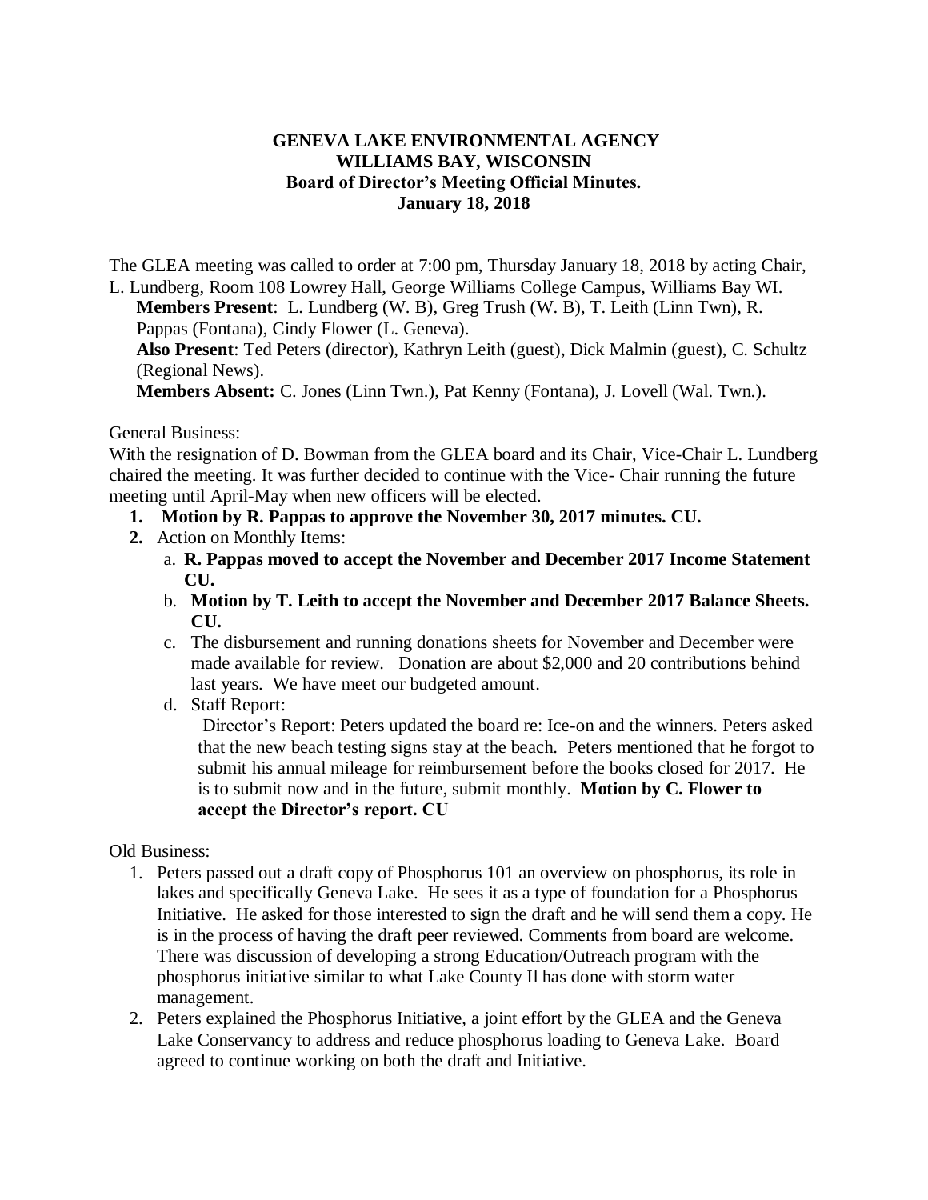**GENEVA LAKE ENVIRONMENTAL AGENCY**
**WILLIAMS BAY, WISCONSIN**
**Board of Director's Meeting Official Minutes.**
**January 18, 2018**

The GLEA meeting was called to order at 7:00 pm, Thursday January 18, 2018 by acting Chair, L. Lundberg, Room 108 Lowrey Hall, George Williams College Campus, Williams Bay WI.

**Members Present**: L. Lundberg (W. B), Greg Trush (W. B), T. Leith (Linn Twn), R. Pappas (Fontana), Cindy Flower (L. Geneva).

**Also Present**: Ted Peters (director), Kathryn Leith (guest), Dick Malmin (guest), C. Schultz (Regional News).

**Members Absent:** C. Jones (Linn Twn.), Pat Kenny (Fontana), J. Lovell (Wal. Twn.).

General Business:

With the resignation of D. Bowman from the GLEA board and its Chair, Vice-Chair L. Lundberg chaired the meeting. It was further decided to continue with the Vice- Chair running the future meeting until April-May when new officers will be elected.

1. **Motion by R. Pappas to approve the November 30, 2017 minutes. CU.**
2. Action on Monthly Items:
   a. **R. Pappas moved to accept the November and December 2017 Income Statement CU.**
   b. **Motion by T. Leith to accept the November and December 2017 Balance Sheets. CU.**
   c. The disbursement and running donations sheets for November and December were made available for review. Donation are about $2,000 and 20 contributions behind last years. We have meet our budgeted amount.
   d. Staff Report:
      Director's Report: Peters updated the board re: Ice-on and the winners. Peters asked that the new beach testing signs stay at the beach. Peters mentioned that he forgot to submit his annual mileage for reimbursement before the books closed for 2017. He is to submit now and in the future, submit monthly. **Motion by C. Flower to accept the Director's report. CU**

Old Business:

1. Peters passed out a draft copy of Phosphorus 101 an overview on phosphorus, its role in lakes and specifically Geneva Lake. He sees it as a type of foundation for a Phosphorus Initiative. He asked for those interested to sign the draft and he will send them a copy. He is in the process of having the draft peer reviewed. Comments from board are welcome. There was discussion of developing a strong Education/Outreach program with the phosphorus initiative similar to what Lake County Il has done with storm water management.
2. Peters explained the Phosphorus Initiative, a joint effort by the GLEA and the Geneva Lake Conservancy to address and reduce phosphorus loading to Geneva Lake. Board agreed to continue working on both the draft and Initiative.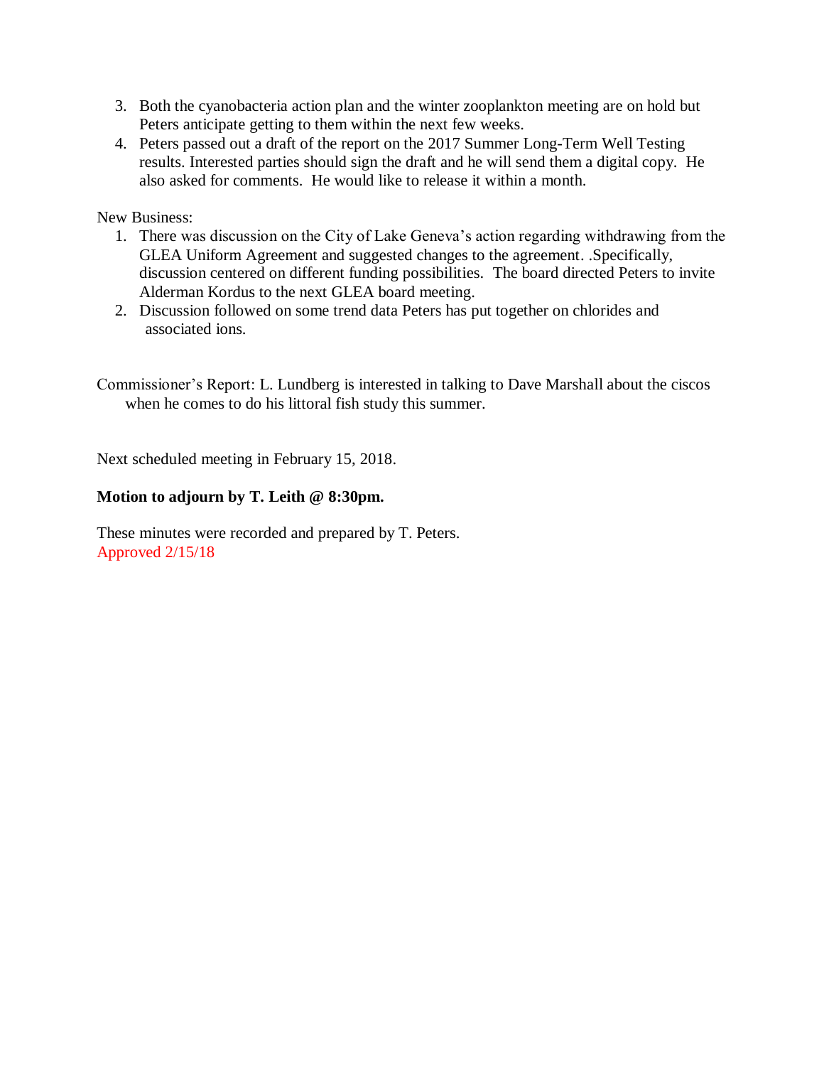3. Both the cyanobacteria action plan and the winter zooplankton meeting are on hold but Peters anticipate getting to them within the next few weeks.
4. Peters passed out a draft of the report on the 2017 Summer Long-Term Well Testing results. Interested parties should sign the draft and he will send them a digital copy. He also asked for comments. He would like to release it within a month.

New Business:

1. There was discussion on the City of Lake Geneva's action regarding withdrawing from the GLEA Uniform Agreement and suggested changes to the agreement. .Specifically, discussion centered on different funding possibilities. The board directed Peters to invite Alderman Kordus to the next GLEA board meeting.
2. Discussion followed on some trend data Peters has put together on chlorides and associated ions.

Commissioner's Report: L. Lundberg is interested in talking to Dave Marshall about the ciscos when he comes to do his littoral fish study this summer.

Next scheduled meeting in February 15, 2018.

**Motion to adjourn by T. Leith @ 8:30pm.**

These minutes were recorded and prepared by T. Peters.
Approved 2/15/18